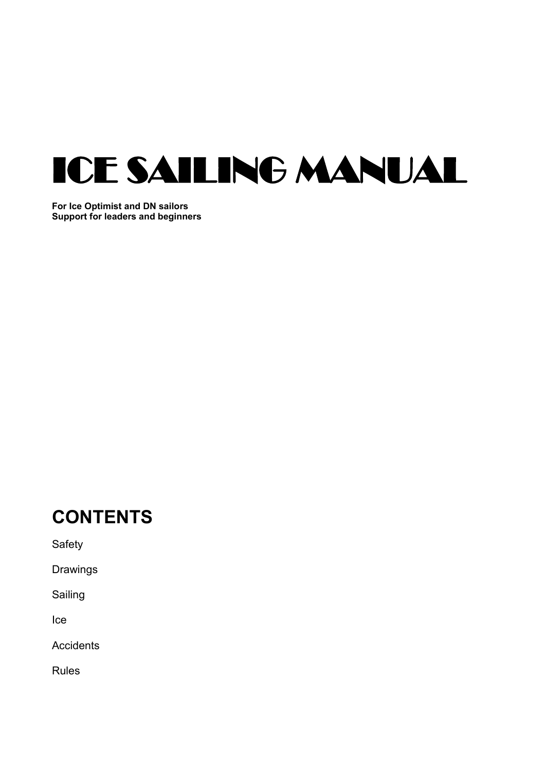# ICE SAILING MANUAL

**For Ice Optimist and DN sailors**
**Support for leaders and beginners**

## CONTENTS

Safety

Drawings

Sailing

Ice

Accidents

Rules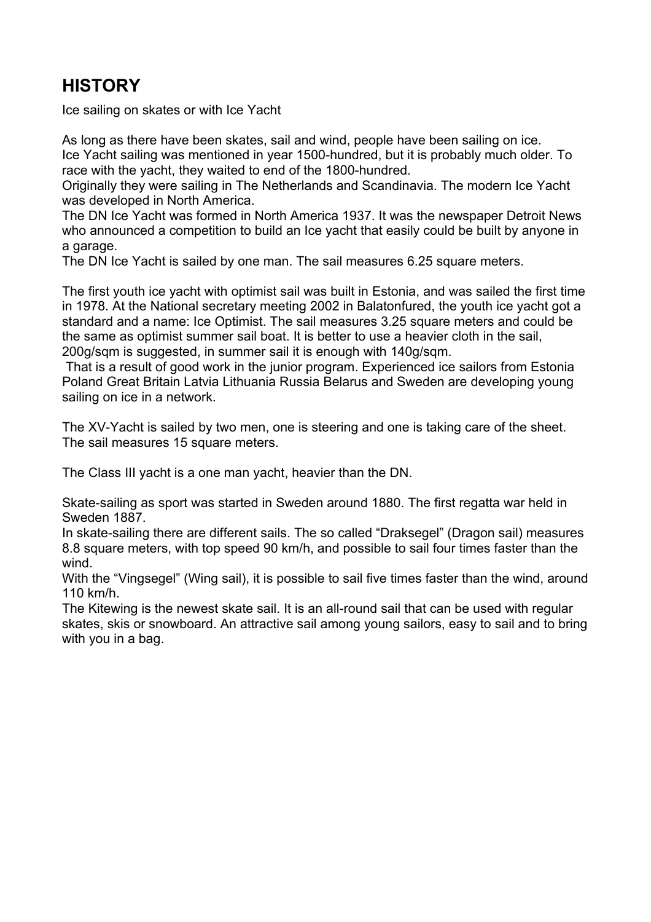# HISTORY

Ice sailing on skates or with Ice Yacht

As long as there have been skates, sail and wind, people have been sailing on ice.
Ice Yacht sailing was mentioned in year 1500-hundred, but it is probably much older. To race with the yacht, they waited to end of the 1800-hundred.
Originally they were sailing in The Netherlands and Scandinavia. The modern Ice Yacht was developed in North America.
The DN Ice Yacht was formed in North America 1937. It was the newspaper Detroit News who announced a competition to build an Ice yacht that easily could be built by anyone in a garage.
The DN Ice Yacht is sailed by one man. The sail measures 6.25 square meters.

The first youth ice yacht with optimist sail was built in Estonia, and was sailed the first time in 1978. At the National secretary meeting 2002 in Balatonfured, the youth ice yacht got a standard and a name: Ice Optimist. The sail measures 3.25 square meters and could be the same as optimist summer sail boat. It is better to use a heavier cloth in the sail, 200g/sqm is suggested, in summer sail it is enough with 140g/sqm.
That is a result of good work in the junior program. Experienced ice sailors from Estonia Poland Great Britain Latvia Lithuania Russia Belarus and Sweden are developing young sailing on ice in a network.

The XV-Yacht is sailed by two men, one is steering and one is taking care of the sheet. The sail measures 15 square meters.

The Class III yacht is a one man yacht, heavier than the DN.

Skate-sailing as sport was started in Sweden around 1880. The first regatta war held in Sweden 1887.
In skate-sailing there are different sails. The so called "Draksegel" (Dragon sail) measures 8.8 square meters, with top speed 90 km/h, and possible to sail four times faster than the wind.
With the "Vingsegel" (Wing sail), it is possible to sail five times faster than the wind, around 110 km/h.
The Kitewing is the newest skate sail. It is an all-round sail that can be used with regular skates, skis or snowboard. An attractive sail among young sailors, easy to sail and to bring with you in a bag.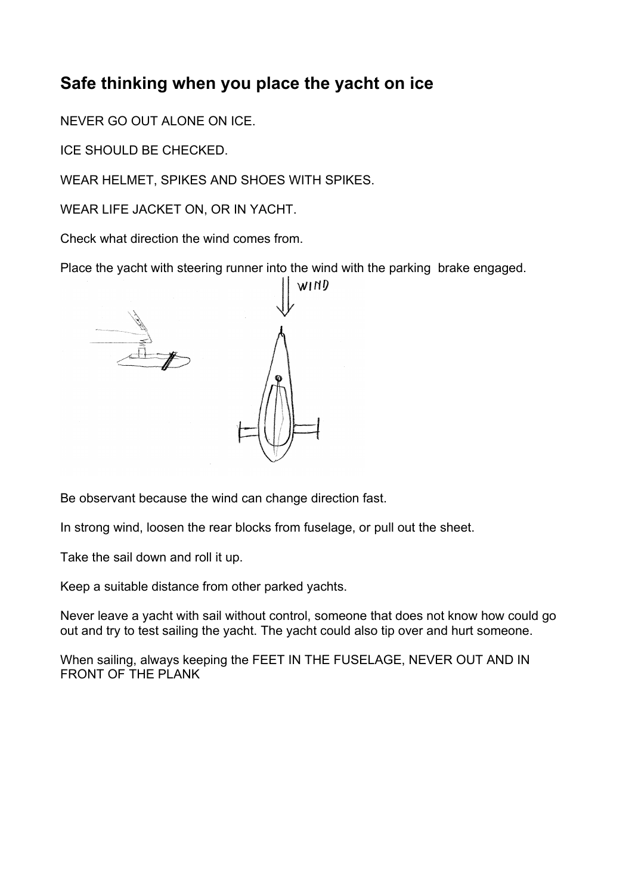## Safe thinking when you place the yacht on ice

NEVER GO OUT ALONE ON ICE.

ICE SHOULD BE CHECKED.

WEAR HELMET, SPIKES AND SHOES WITH SPIKES.

WEAR LIFE JACKET ON, OR IN YACHT.

Check what direction the wind comes from.

Place the yacht with steering runner into the wind with the parking brake engaged.

Be observant because the wind can change direction fast.

In strong wind, loosen the rear blocks from fuselage, or pull out the sheet.

Take the sail down and roll it up.

Keep a suitable distance from other parked yachts.

Never leave a yacht with sail without control, someone that does not know how could go out and try to test sailing the yacht. The yacht could also tip over and hurt someone.

When sailing, always keeping the FEET IN THE FUSELAGE, NEVER OUT AND IN FRONT OF THE PLANK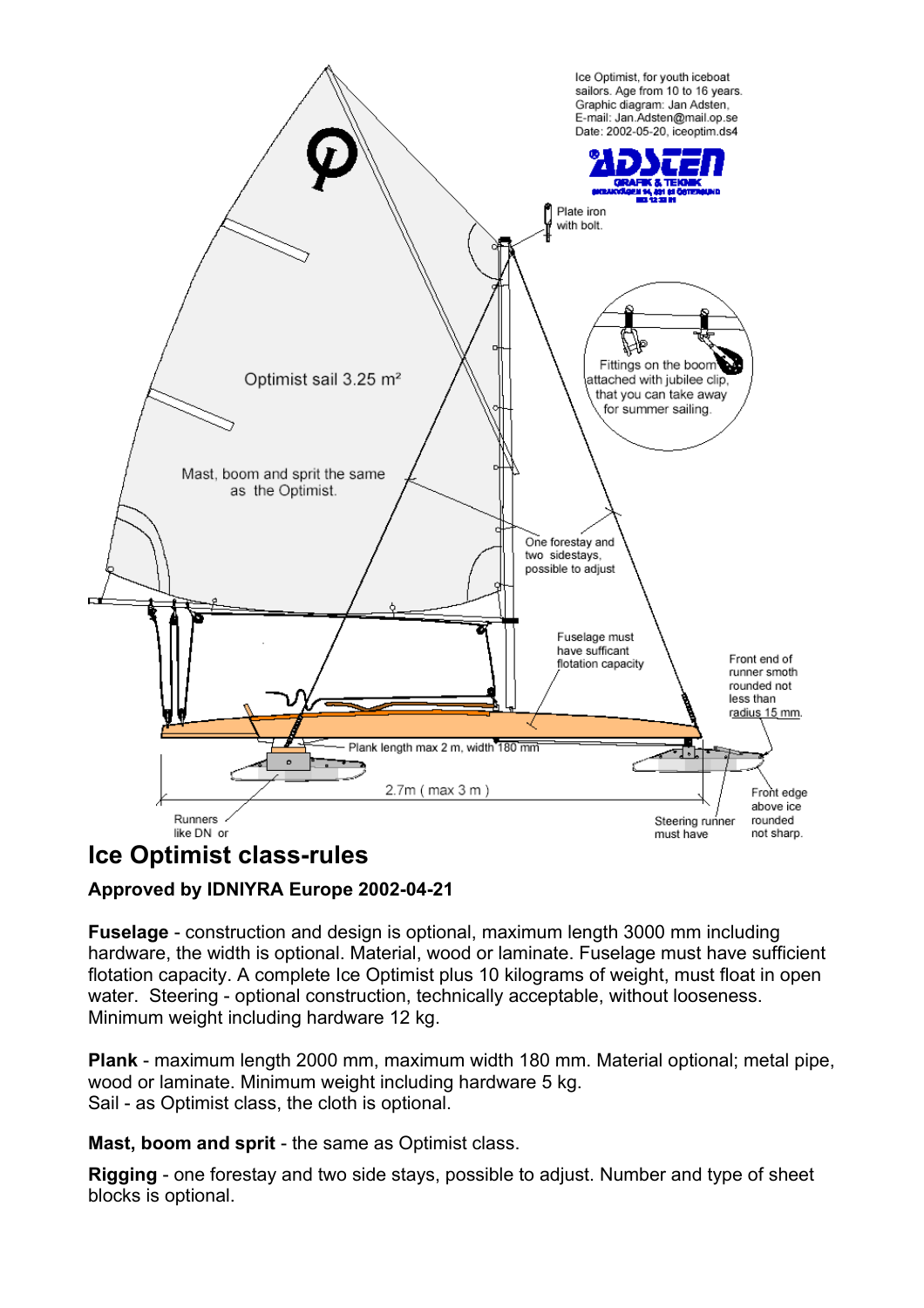Ice Optimist, for youth iceboat sailors. Age from 10 to 16 years. Graphic diagram: Jan Adsten, E-mail: Jan.Adsten@mail.op.se Date: 2002-05-20, iceoptim.ds4

Plate iron with bolt.

Fittings on the boom attached with jubilee clip, that you can take away for summer sailing.

Optimist sail 3.25 m²

Mast, boom and sprit the same as the Optimist.

One forestay and two sidestays, possible to adjust

Fuselage must have sufficant flotation capacity

Front end of runner smoth rounded not less than radius 15 mm.

Plank length max 2 m, width 180 mm

2.7m ( max 3 m )

Runners like DN or

Steering runner must have

Front edge above ice rounded not sharp.

# Ice Optimist class-rules

**Approved by IDNIYRA Europe 2002-04-21**

**Fuselage** - construction and design is optional, maximum length 3000 mm including hardware, the width is optional. Material, wood or laminate. Fuselage must have sufficient flotation capacity. A complete Ice Optimist plus 10 kilograms of weight, must float in open water. Steering - optional construction, technically acceptable, without looseness. Minimum weight including hardware 12 kg.

**Plank** - maximum length 2000 mm, maximum width 180 mm. Material optional; metal pipe, wood or laminate. Minimum weight including hardware 5 kg.
Sail - as Optimist class, the cloth is optional.

**Mast, boom and sprit** - the same as Optimist class.

**Rigging** - one forestay and two side stays, possible to adjust. Number and type of sheet blocks is optional.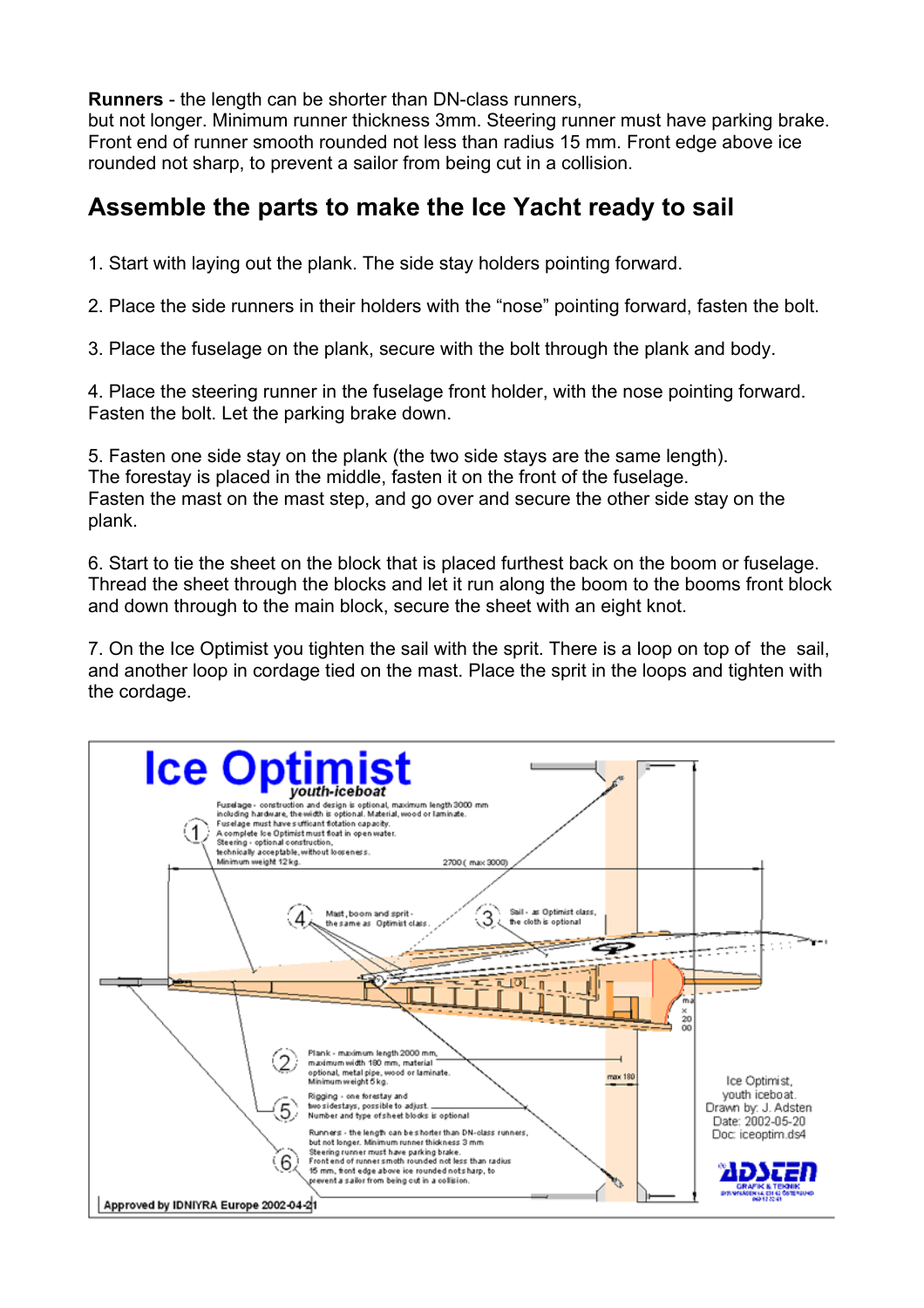**Runners** - the length can be shorter than DN-class runners,
but not longer. Minimum runner thickness 3mm. Steering runner must have parking brake. Front end of runner smooth rounded not less than radius 15 mm. Front edge above ice rounded not sharp, to prevent a sailor from being cut in a collision.

## Assemble the parts to make the Ice Yacht ready to sail

1. Start with laying out the plank. The side stay holders pointing forward.

2. Place the side runners in their holders with the "nose" pointing forward, fasten the bolt.

3. Place the fuselage on the plank, secure with the bolt through the plank and body.

4. Place the steering runner in the fuselage front holder, with the nose pointing forward. Fasten the bolt. Let the parking brake down.

5. Fasten one side stay on the plank (the two side stays are the same length).
The forestay is placed in the middle, fasten it on the front of the fuselage.
Fasten the mast on the mast step, and go over and secure the other side stay on the plank.

6. Start to tie the sheet on the block that is placed furthest back on the boom or fuselage. Thread the sheet through the blocks and let it run along the boom to the booms front block and down through to the main block, secure the sheet with an eight knot.

7. On the Ice Optimist you tighten the sail with the sprit. There is a loop on top of the sail, and another loop in cordage tied on the mast. Place the sprit in the loops and tighten with the cordage.

**Ice Optimist**
*youth-iceboat*

1. Fuselage - construction and design is optional, maximum length 3000 mm including hardware, the width is optional. Material, wood or laminate. Fuselage must have sufficant flotation capacity. A complete Ice Optimist must float in open water. Steering - optional construction, technically acceptable, without looseness. Minimum weight 12 kg.

2700 ( max 3000)

4. Mast, boom and sprit - the same as Optimist class.

3. Sail - as Optimist class, the cloth is optional

max 2000

max 180

2. Plank - maximum length 2000 mm, maximum width 180 mm, material optional, metal pipe, wood or laminate. Minimum weight 5 kg.

5. Rigging - one forestay and two sidestays, possible to adjust. Number and type of sheet blocks is optional

6. Runners - the length can be shorter than DN-class runners, but not longer. Minimum runner thickness 3 mm. Steering runner must have parking brake. Front end of runner smoth rounded not less than radius 15 mm, front edge above ice rounded not sharp, to prevent a sailor from being cut in a collision.

Ice Optimist, youth iceboat.
Drawn by: J. Adsten
Date: 2002-05-20
Doc: iceoptim.ds4

ADSTEN GRAFIK & TEKNIK

Approved by IDNIYRA Europe 2002-04-21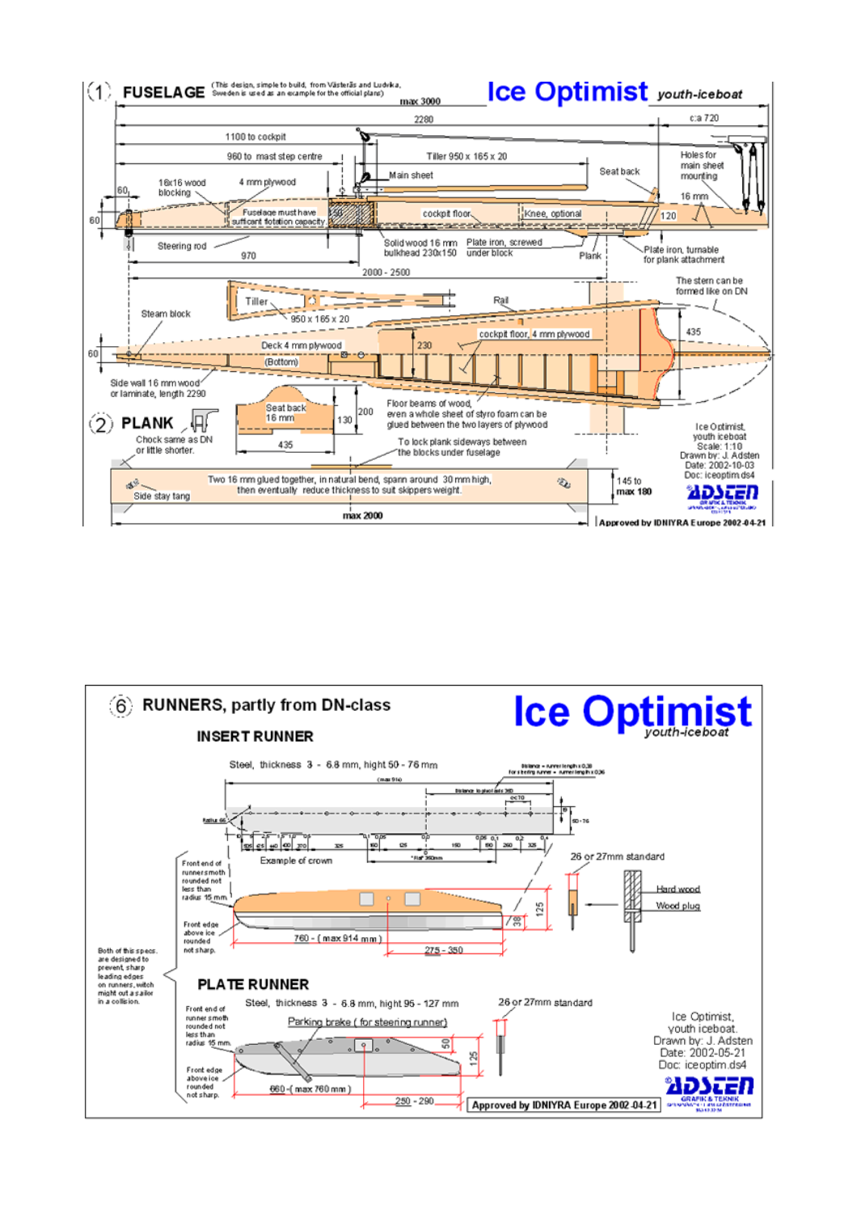## (1) FUSELAGE

(This design, simple to build, from Västerås and Ludvika, Sweden is used as an example for the official plans)

# Ice Optimist *youth-iceboat*

max 3000

2280 | c:a 720

1100 to cockpit

960 to mast step centre

Tiller 950 x 165 x 20

18x16 wood blocking

4 mm plywood

Main sheet

Seat back

Holes for main sheet mounting

16 mm

60

60

Fuselage must have sufficent flotation capacity

cockpit floor

Knee, optional

120

Steering rod

970

Solid wood 16 mm bulkhead 230x150

Plate iron, screwed under block

Plank

Plate iron, turnable for plank attachment

2000 - 2500

The stern can be formed like on DN

Tiller

Steam block

950 x 165 x 20

Rail

435

cockpit floor, 4 mm plywood

230

Deck 4 mm plywood

60

(Bottom)

Side wall 16 mm wood or laminate, length 2290

Seat back 16 mm

200

130

435

Floor beams of wood, even a whole sheet of styro foam can be glued between the two layers of plywood

To lock plank sideways between the blocks under fuselage

## (2) PLANK

Chock same as DN or little shorter.

Two 16 mm glued together, in natural bend, spann around 30 mm high, then eventually reduce thickness to suit skippers weight.

Side stay tang

145 to max 180

max 2000

Ice Optimist, youth iceboat
Scale: 1:10
Drawn by: J. Adsten
Date: 2002-10-03
Doc: iceoptim.ds4

ADSTEN GRAFIK & TEKNIK

Approved by IDNIYRA Europe 2002-04-21

## (6) RUNNERS, partly from DN-class

# Ice Optimist *youth-iceboat*

### INSERT RUNNER

Steel, thickness 3 - 6.8 mm, hight 50 - 76 mm

Distance = runner length x 0,38 for steering runner = runner length x 0,36

(max 914)

Distance to pivot axis 360

c:a 70

Radius 66

50 - 76

Example of crown

\* Flat 360mm

26 or 27mm standard

Front end of runner smoth rounded not less than radius 15 mm

Hard wood

Wood plug

125

38

Front edge above ice rounded not sharp.

760 - ( max 914 mm )

275 - 350

Both of this specs. are designed to prevent sharp leading edges on runners, witch might cut a sailor in a collision.

### PLATE RUNNER

Steel, thickness 3 - 6.8 mm, hight 95 - 127 mm

26 or 27mm standard

Front end of runner smoth rounded not less than radius 15 mm.

Parking brake ( for steering runner)

50

125

Front edge above ice rounded not sharp.

660 - ( max 760 mm )

250 - 290

Approved by IDNIYRA Europe 2002-04-21

Ice Optimist, youth iceboat.
Drawn by: J. Adsten
Date: 2002-05-21
Doc: iceoptim.ds4

ADSTEN GRAFIK & TEKNIK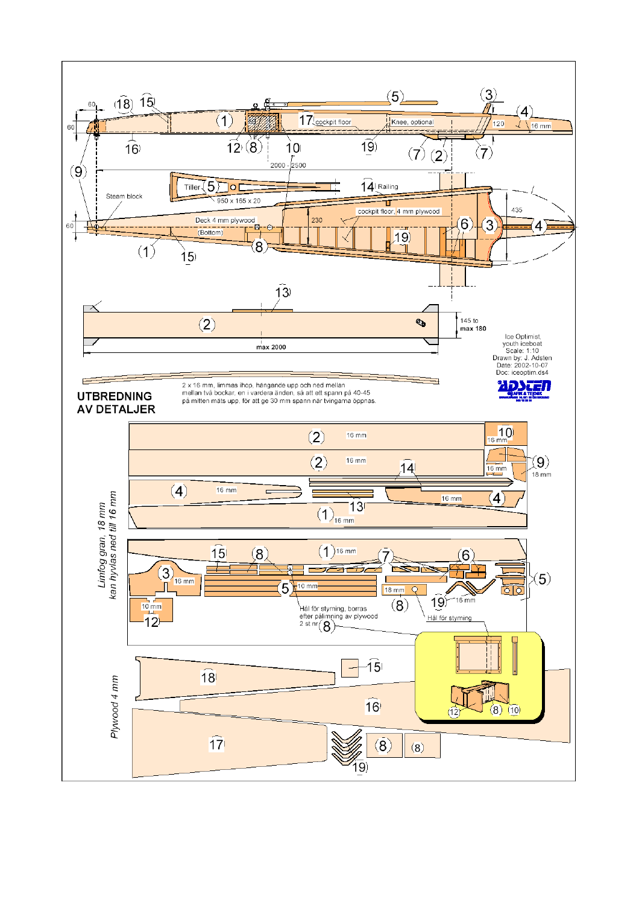Ice Optimist, youth iceboat
Scale: 1:10
Drawn by: J. Adsten
Date: 2002-10-07
Doc: iceoptim.ds4

2 x 16 mm, limmas ihop, hängande upp och ned mellan mellan två bockar, en i vardera änden, så att ett spann på 40-45 på mitten mäts upp, för att ge 30 mm spann när tvingarna öppnas.

## UTBREDNING AV DETALJER

*Limfog gran, 18 mm kan hyvlas ned till 16 mm*

Hål för styrning, borras efter pålimning av plywood 2 st nr 8

Hål för styrning

*Plywood 4 mm*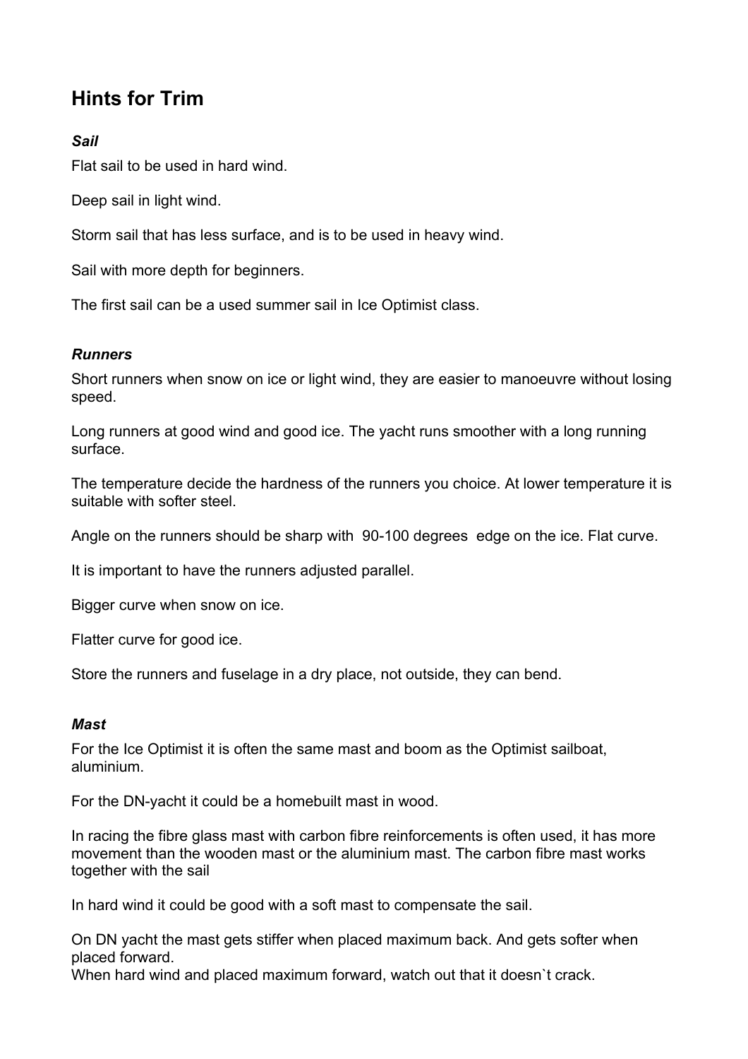## Hints for Trim

### *Sail*

Flat sail to be used in hard wind.

Deep sail in light wind.

Storm sail that has less surface, and is to be used in heavy wind.

Sail with more depth for beginners.

The first sail can be a used summer sail in Ice Optimist class.

### *Runners*

Short runners when snow on ice or light wind, they are easier to manoeuvre without losing speed.

Long runners at good wind and good ice. The yacht runs smoother with a long running surface.

The temperature decide the hardness of the runners you choice. At lower temperature it is suitable with softer steel.

Angle on the runners should be sharp with 90-100 degrees edge on the ice. Flat curve.

It is important to have the runners adjusted parallel.

Bigger curve when snow on ice.

Flatter curve for good ice.

Store the runners and fuselage in a dry place, not outside, they can bend.

### *Mast*

For the Ice Optimist it is often the same mast and boom as the Optimist sailboat, aluminium.

For the DN-yacht it could be a homebuilt mast in wood.

In racing the fibre glass mast with carbon fibre reinforcements is often used, it has more movement than the wooden mast or the aluminium mast. The carbon fibre mast works together with the sail

In hard wind it could be good with a soft mast to compensate the sail.

On DN yacht the mast gets stiffer when placed maximum back. And gets softer when placed forward.
When hard wind and placed maximum forward, watch out that it doesn`t crack.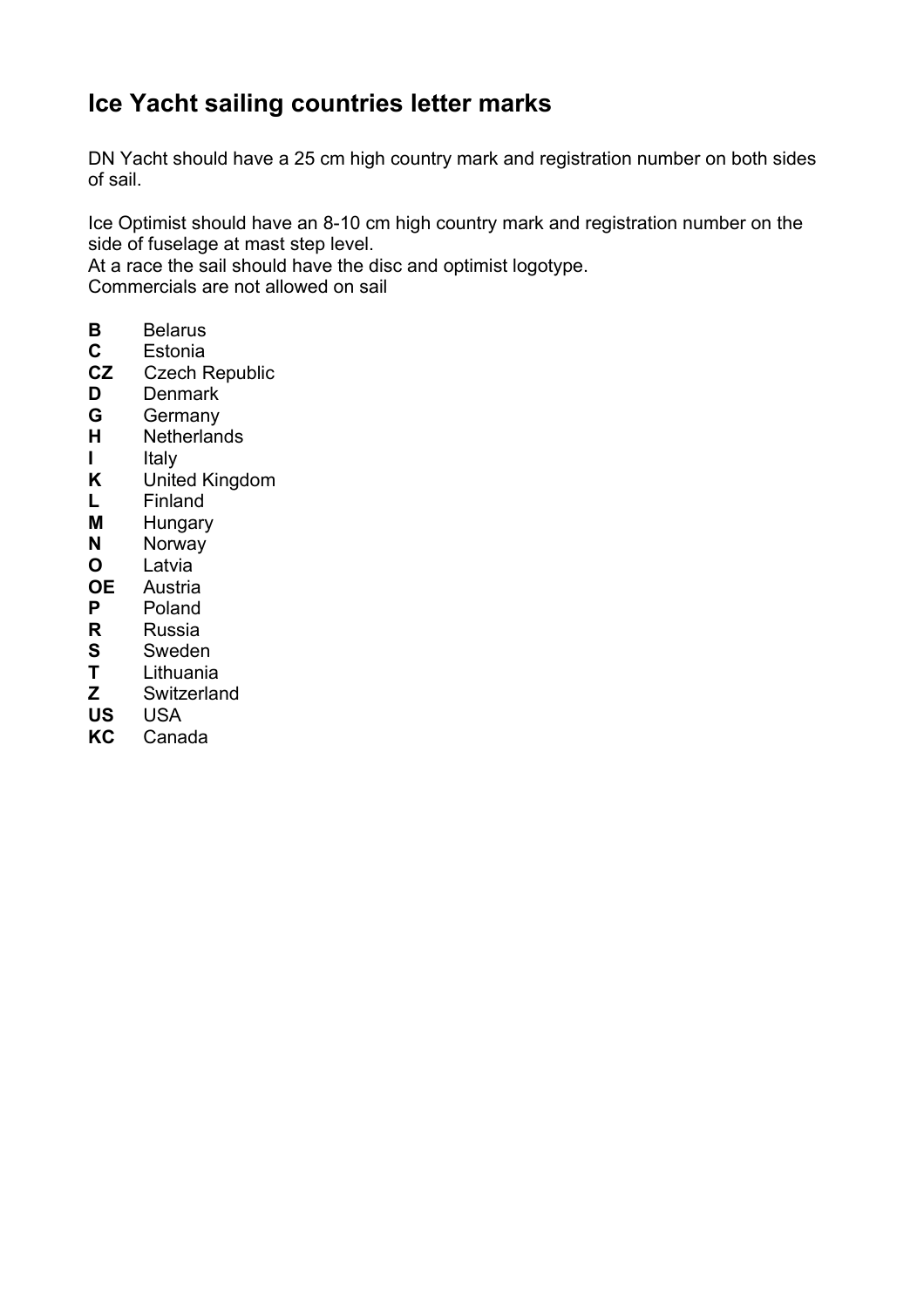# Ice Yacht sailing countries letter marks

DN Yacht should have a 25 cm high country mark and registration number on both sides of sail.

Ice Optimist should have an 8-10 cm high country mark and registration number on the side of fuselage at mast step level.
At a race the sail should have the disc and optimist logotype.
Commercials are not allowed on sail

**B** Belarus
**C** Estonia
**CZ** Czech Republic
**D** Denmark
**G** Germany
**H** Netherlands
**I** Italy
**K** United Kingdom
**L** Finland
**M** Hungary
**N** Norway
**O** Latvia
**OE** Austria
**P** Poland
**R** Russia
**S** Sweden
**T** Lithuania
**Z** Switzerland
**US** USA
**KC** Canada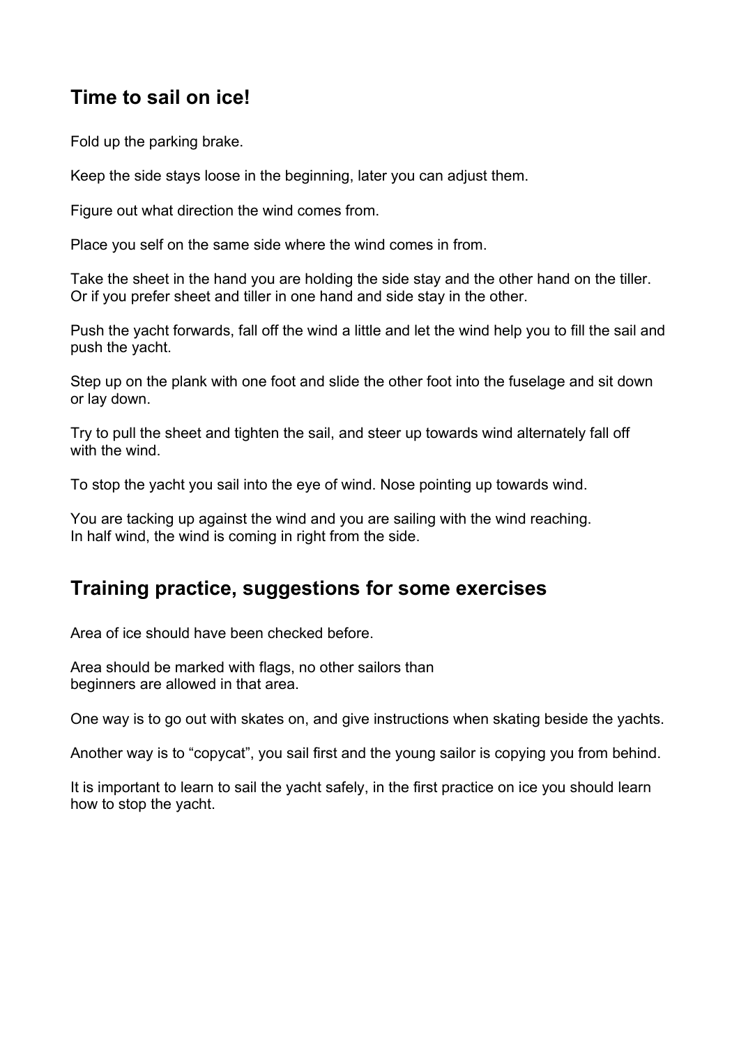## Time to sail on ice!

Fold up the parking brake.

Keep the side stays loose in the beginning, later you can adjust them.

Figure out what direction the wind comes from.

Place you self on the same side where the wind comes in from.

Take the sheet in the hand you are holding the side stay and the other hand on the tiller.
Or if you prefer sheet and tiller in one hand and side stay in the other.

Push the yacht forwards, fall off the wind a little and let the wind help you to fill the sail and push the yacht.

Step up on the plank with one foot and slide the other foot into the fuselage and sit down or lay down.

Try to pull the sheet and tighten the sail, and steer up towards wind alternately fall off with the wind.

To stop the yacht you sail into the eye of wind. Nose pointing up towards wind.

You are tacking up against the wind and you are sailing with the wind reaching.
In half wind, the wind is coming in right from the side.

## Training practice, suggestions for some exercises

Area of ice should have been checked before.

Area should be marked with flags, no other sailors than
beginners are allowed in that area.

One way is to go out with skates on, and give instructions when skating beside the yachts.

Another way is to "copycat", you sail first and the young sailor is copying you from behind.

It is important to learn to sail the yacht safely, in the first practice on ice you should learn how to stop the yacht.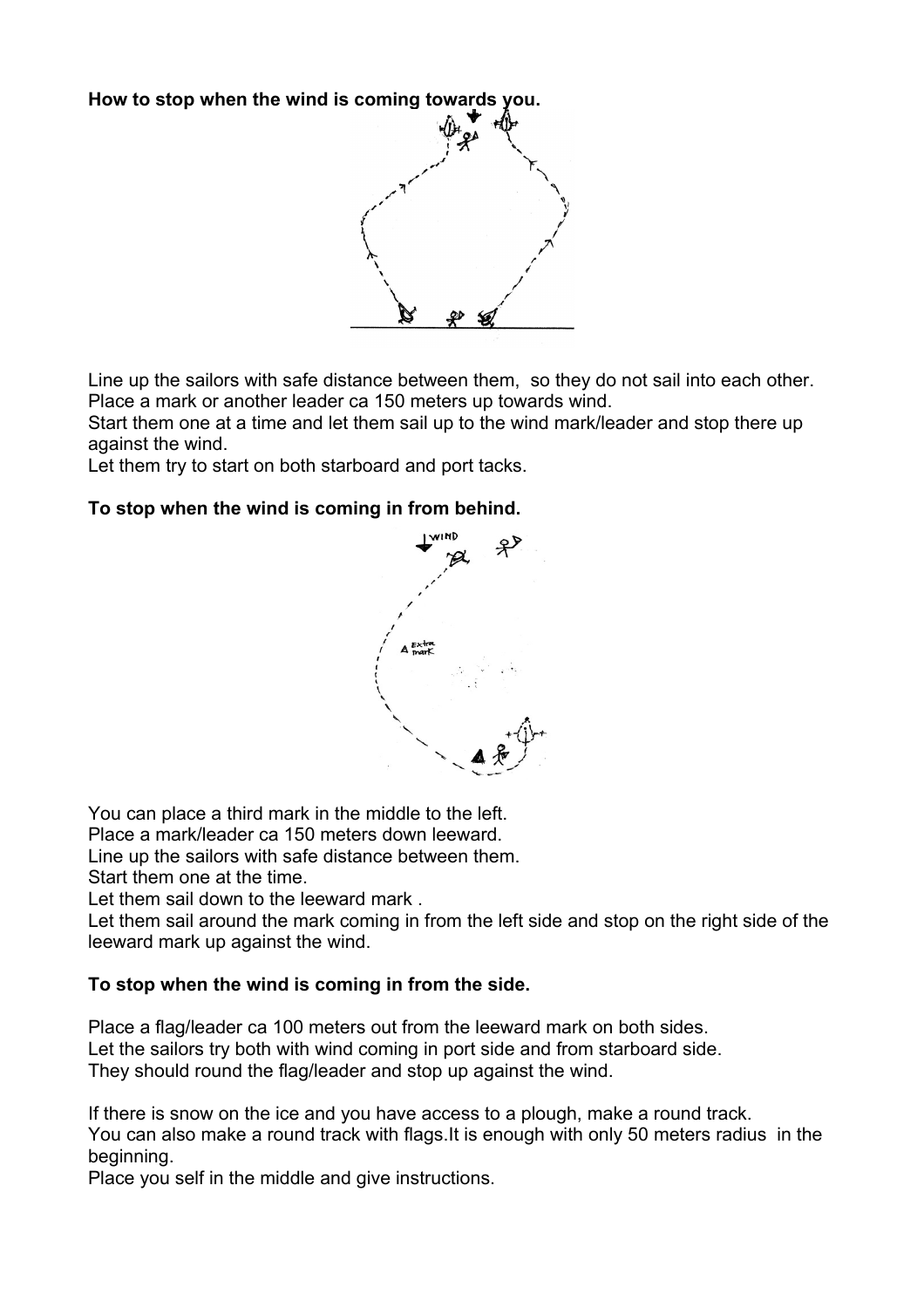**How to stop when the wind is coming towards you.**

Line up the sailors with safe distance between them,  so they do not sail into each other.
Place a mark or another leader ca 150 meters up towards wind.
Start them one at a time and let them sail up to the wind mark/leader and stop there up against the wind.
Let them try to start on both starboard and port tacks.

**To stop when the wind is coming in from behind.**

You can place a third mark in the middle to the left.
Place a mark/leader ca 150 meters down leeward.
Line up the sailors with safe distance between them.
Start them one at the time.
Let them sail down to the leeward mark .
Let them sail around the mark coming in from the left side and stop on the right side of the leeward mark up against the wind.

**To stop when the wind is coming in from the side.**

Place a flag/leader ca 100 meters out from the leeward mark on both sides.
Let the sailors try both with wind coming in port side and from starboard side.
They should round the flag/leader and stop up against the wind.

If there is snow on the ice and you have access to a plough, make a round track.
You can also make a round track with flags.It is enough with only 50 meters radius  in the beginning.
Place you self in the middle and give instructions.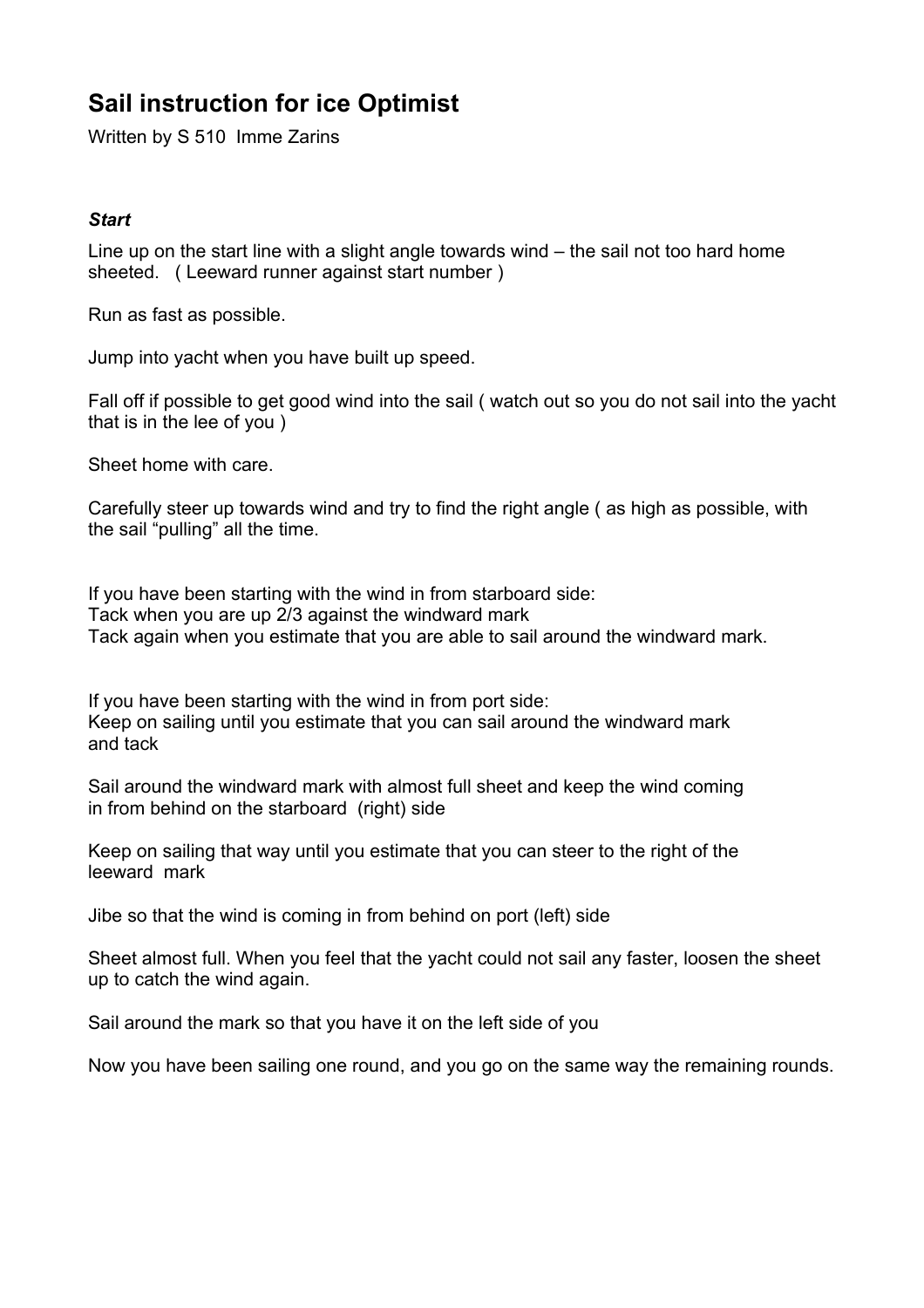# Sail instruction for ice Optimist

Written by S 510 Imme Zarins

***Start***

Line up on the start line with a slight angle towards wind – the sail not too hard home sheeted. ( Leeward runner against start number )

Run as fast as possible.

Jump into yacht when you have built up speed.

Fall off if possible to get good wind into the sail ( watch out so you do not sail into the yacht that is in the lee of you )

Sheet home with care.

Carefully steer up towards wind and try to find the right angle ( as high as possible, with the sail "pulling" all the time.

If you have been starting with the wind in from starboard side:
Tack when you are up 2/3 against the windward mark
Tack again when you estimate that you are able to sail around the windward mark.

If you have been starting with the wind in from port side:
Keep on sailing until you estimate that you can sail around the windward mark and tack

Sail around the windward mark with almost full sheet and keep the wind coming in from behind on the starboard (right) side

Keep on sailing that way until you estimate that you can steer to the right of the leeward mark

Jibe so that the wind is coming in from behind on port (left) side

Sheet almost full. When you feel that the yacht could not sail any faster, loosen the sheet up to catch the wind again.

Sail around the mark so that you have it on the left side of you

Now you have been sailing one round, and you go on the same way the remaining rounds.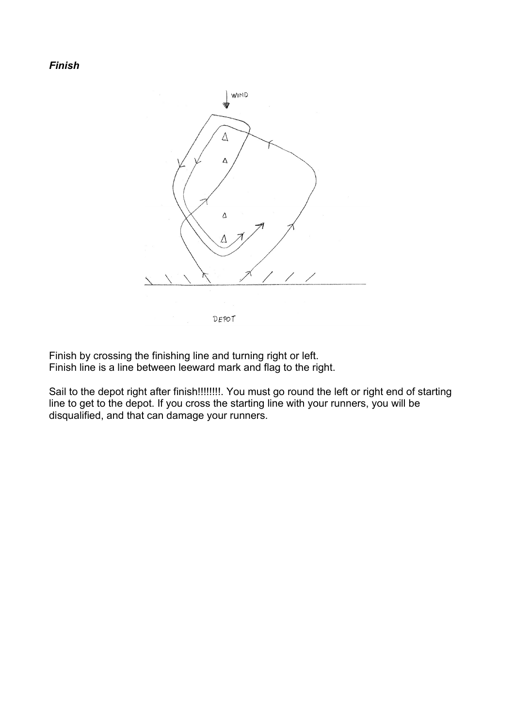***Finish***

Finish by crossing the finishing line and turning right or left.
Finish line is a line between leeward mark and flag to the right.

Sail to the depot right after finish!!!!!!!!. You must go round the left or right end of starting line to get to the depot. If you cross the starting line with your runners, you will be disqualified, and that can damage your runners.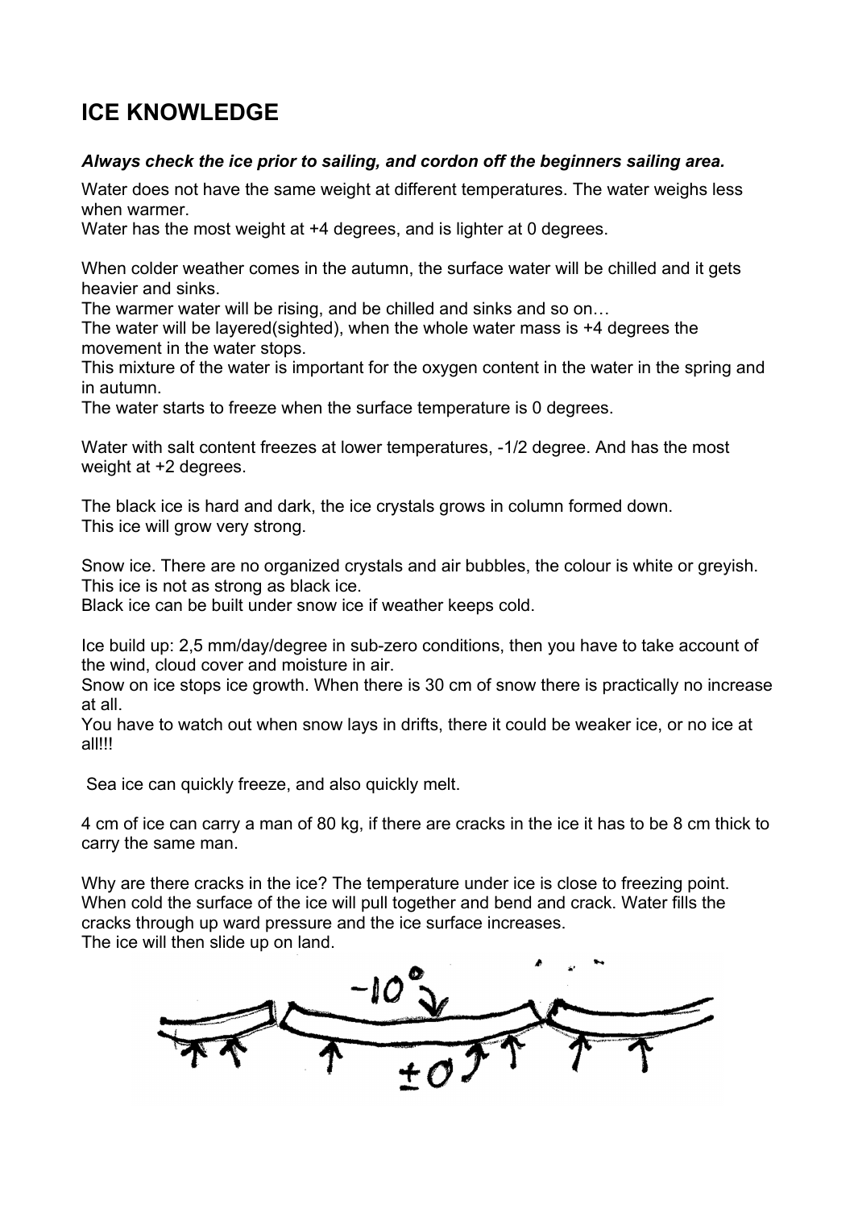# ICE KNOWLEDGE

***Always check the ice prior to sailing, and cordon off the beginners sailing area.***

Water does not have the same weight at different temperatures. The water weighs less when warmer.
Water has the most weight at +4 degrees, and is lighter at 0 degrees.

When colder weather comes in the autumn, the surface water will be chilled and it gets heavier and sinks.
The warmer water will be rising, and be chilled and sinks and so on…
The water will be layered(sighted), when the whole water mass is +4 degrees the movement in the water stops.
This mixture of the water is important for the oxygen content in the water in the spring and in autumn.
The water starts to freeze when the surface temperature is 0 degrees.

Water with salt content freezes at lower temperatures, -1/2 degree. And has the most weight at +2 degrees.

The black ice is hard and dark, the ice crystals grows in column formed down.
This ice will grow very strong.

Snow ice. There are no organized crystals and air bubbles, the colour is white or greyish.
This ice is not as strong as black ice.
Black ice can be built under snow ice if weather keeps cold.

Ice build up: 2,5 mm/day/degree in sub-zero conditions, then you have to take account of the wind, cloud cover and moisture in air.
Snow on ice stops ice growth. When there is 30 cm of snow there is practically no increase at all.
You have to watch out when snow lays in drifts, there it could be weaker ice, or no ice at all!!!

Sea ice can quickly freeze, and also quickly melt.

4 cm of ice can carry a man of 80 kg, if there are cracks in the ice it has to be 8 cm thick to carry the same man.

Why are there cracks in the ice? The temperature under ice is close to freezing point. When cold the surface of the ice will pull together and bend and crack. Water fills the cracks through up ward pressure and the ice surface increases.
The ice will then slide up on land.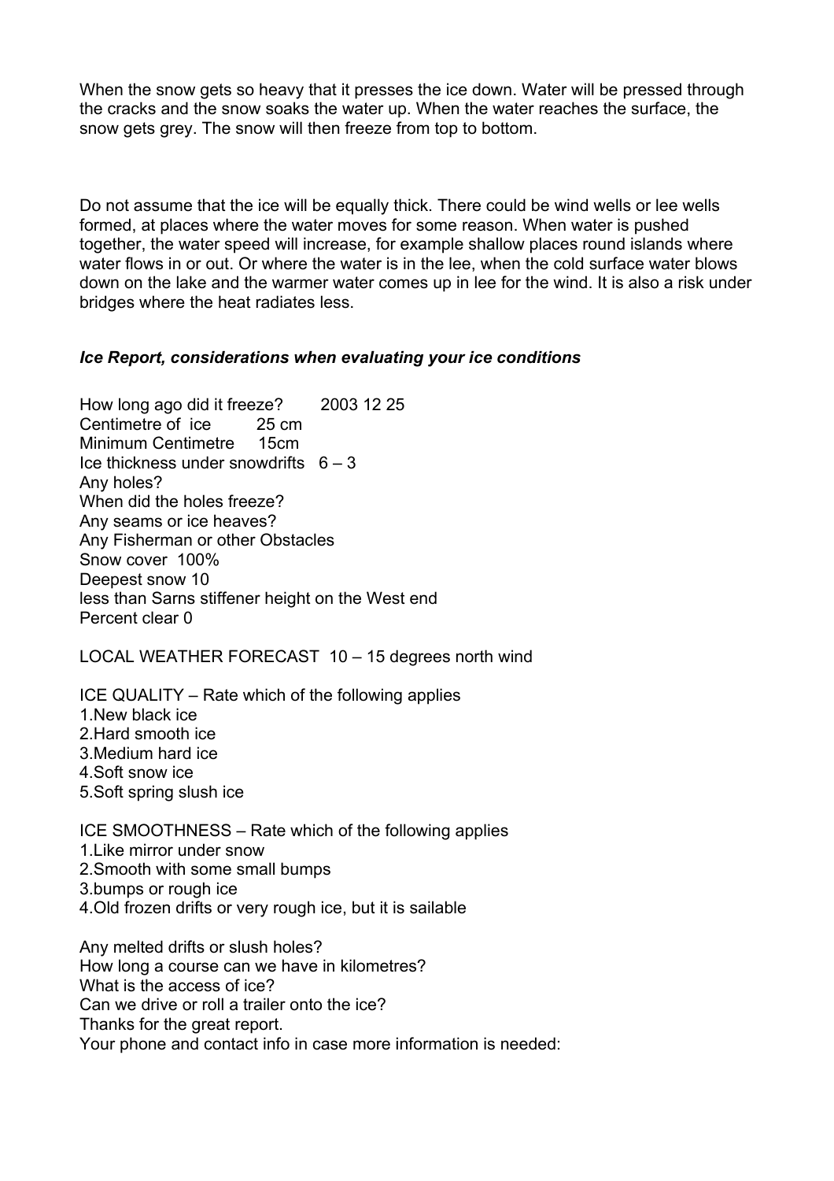When the snow gets so heavy that it presses the ice down. Water will be pressed through the cracks and the snow soaks the water up. When the water reaches the surface, the snow gets grey. The snow will then freeze from top to bottom.

Do not assume that the ice will be equally thick. There could be wind wells or lee wells formed, at places where the water moves for some reason. When water is pushed together, the water speed will increase, for example shallow places round islands where water flows in or out. Or where the water is in the lee, when the cold surface water blows down on the lake and the warmer water comes up in lee for the wind. It is also a risk under bridges where the heat radiates less.

***Ice Report, considerations when evaluating your ice conditions***

How long ago did it freeze? 2003 12 25
Centimetre of ice 25 cm
Minimum Centimetre 15cm
Ice thickness under snowdrifts 6 – 3
Any holes?
When did the holes freeze?
Any seams or ice heaves?
Any Fisherman or other Obstacles
Snow cover 100%
Deepest snow 10
less than Sarns stiffener height on the West end
Percent clear 0

LOCAL WEATHER FORECAST 10 – 15 degrees north wind

ICE QUALITY – Rate which of the following applies
1.New black ice
2.Hard smooth ice
3.Medium hard ice
4.Soft snow ice
5.Soft spring slush ice

ICE SMOOTHNESS – Rate which of the following applies
1.Like mirror under snow
2.Smooth with some small bumps
3.bumps or rough ice
4.Old frozen drifts or very rough ice, but it is sailable

Any melted drifts or slush holes?
How long a course can we have in kilometres?
What is the access of ice?
Can we drive or roll a trailer onto the ice?
Thanks for the great report.
Your phone and contact info in case more information is needed: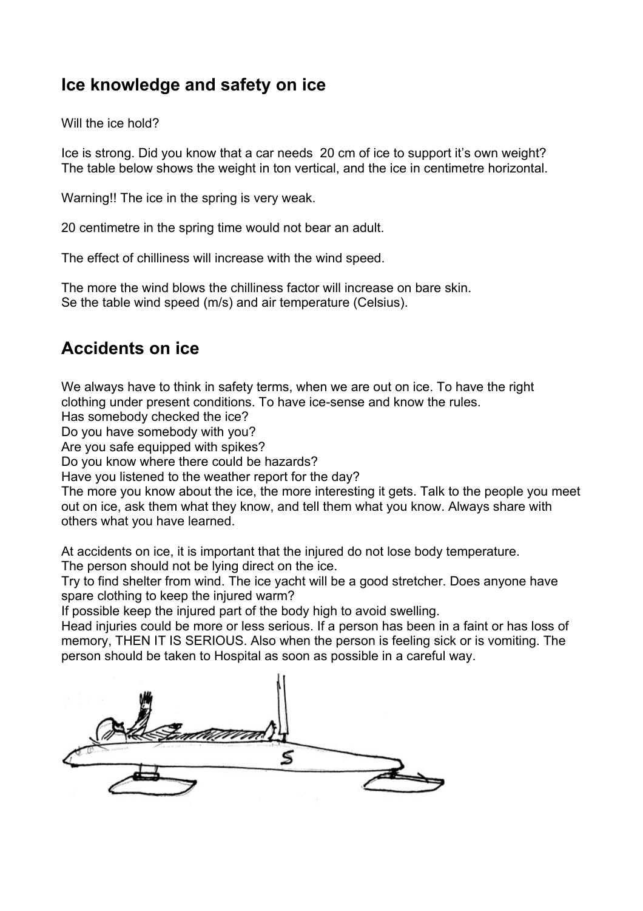## Ice knowledge and safety on ice

Will the ice hold?

Ice is strong. Did you know that a car needs 20 cm of ice to support it's own weight? The table below shows the weight in ton vertical, and the ice in centimetre horizontal.

Warning!! The ice in the spring is very weak.

20 centimetre in the spring time would not bear an adult.

The effect of chilliness will increase with the wind speed.

The more the wind blows the chilliness factor will increase on bare skin.
Se the table wind speed (m/s) and air temperature (Celsius).

## Accidents on ice

We always have to think in safety terms, when we are out on ice. To have the right clothing under present conditions. To have ice-sense and know the rules.
Has somebody checked the ice?
Do you have somebody with you?
Are you safe equipped with spikes?
Do you know where there could be hazards?
Have you listened to the weather report for the day?
The more you know about the ice, the more interesting it gets. Talk to the people you meet out on ice, ask them what they know, and tell them what you know. Always share with others what you have learned.

At accidents on ice, it is important that the injured do not lose body temperature.
The person should not be lying direct on the ice.
Try to find shelter from wind. The ice yacht will be a good stretcher. Does anyone have spare clothing to keep the injured warm?
If possible keep the injured part of the body high to avoid swelling.
Head injuries could be more or less serious. If a person has been in a faint or has loss of memory, THEN IT IS SERIOUS. Also when the person is feeling sick or is vomiting. The person should be taken to Hospital as soon as possible in a careful way.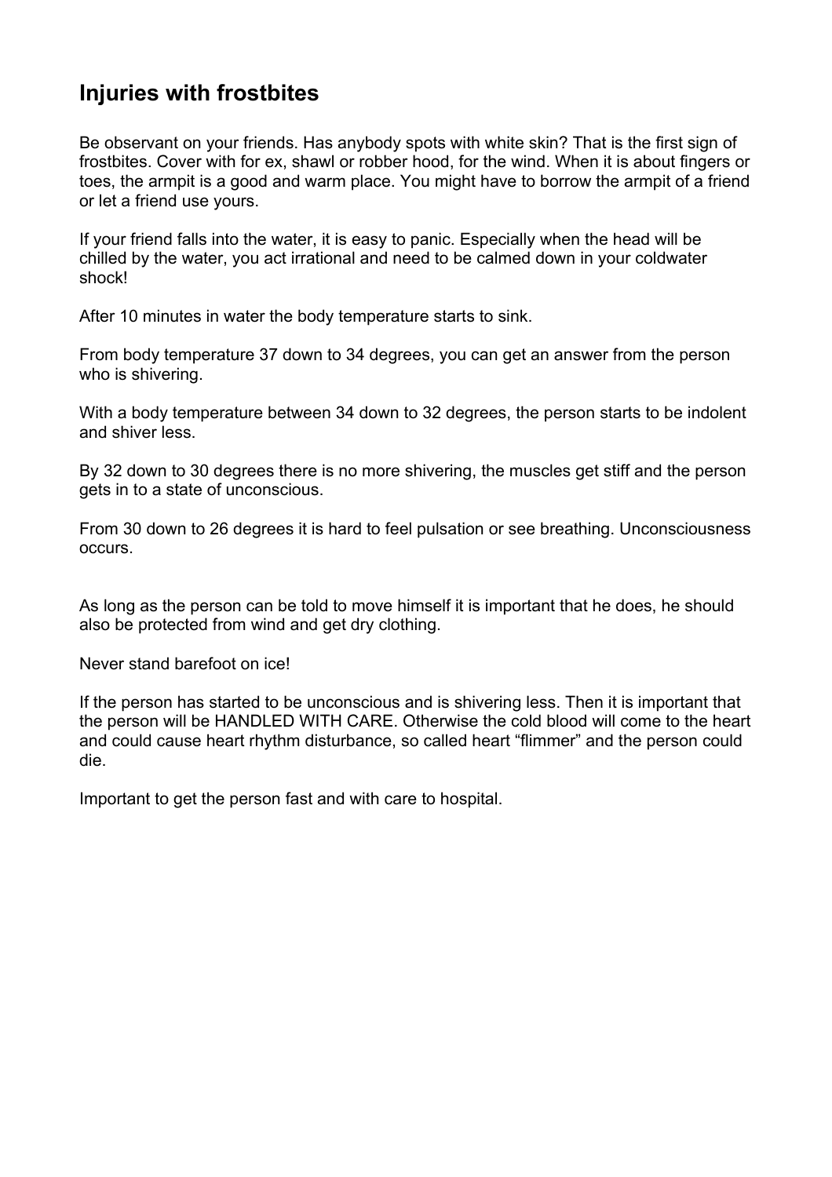## Injuries with frostbites

Be observant on your friends. Has anybody spots with white skin? That is the first sign of frostbites. Cover with for ex, shawl or robber hood, for the wind. When it is about fingers or toes, the armpit is a good and warm place. You might have to borrow the armpit of a friend or let a friend use yours.

If your friend falls into the water, it is easy to panic. Especially when the head will be chilled by the water, you act irrational and need to be calmed down in your coldwater shock!

After 10 minutes in water the body temperature starts to sink.

From body temperature 37 down to 34 degrees, you can get an answer from the person who is shivering.

With a body temperature between 34 down to 32 degrees, the person starts to be indolent and shiver less.

By 32 down to 30 degrees there is no more shivering, the muscles get stiff and the person gets in to a state of unconscious.

From 30 down to 26 degrees it is hard to feel pulsation or see breathing. Unconsciousness occurs.

As long as the person can be told to move himself it is important that he does, he should also be protected from wind and get dry clothing.

Never stand barefoot on ice!

If the person has started to be unconscious and is shivering less. Then it is important that the person will be HANDLED WITH CARE. Otherwise the cold blood will come to the heart and could cause heart rhythm disturbance, so called heart “flimmer” and the person could die.

Important to get the person fast and with care to hospital.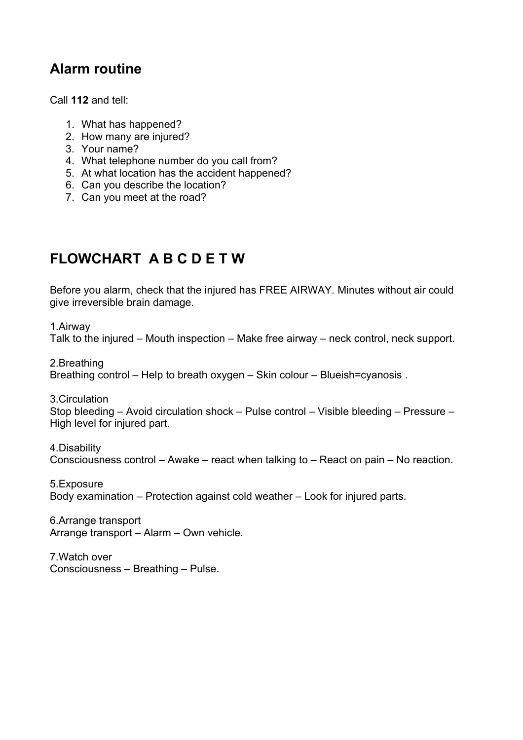## Alarm routine

Call **112** and tell:

1. What has happened?
2. How many are injured?
3. Your name?
4. What telephone number do you call from?
5. At what location has the accident happened?
6. Can you describe the location?
7. Can you meet at the road?

## FLOWCHART  A B C D E T W

Before you alarm, check that the injured has FREE AIRWAY. Minutes without air could give irreversible brain damage.

1.Airway
Talk to the injured – Mouth inspection – Make free airway – neck control, neck support.

2.Breathing
Breathing control – Help to breath oxygen – Skin colour – Blueish=cyanosis .

3.Circulation
Stop bleeding – Avoid circulation shock – Pulse control – Visible bleeding – Pressure – High level for injured part.

4.Disability
Consciousness control – Awake – react when talking to – React on pain – No reaction.

5.Exposure
Body examination – Protection against cold weather – Look for injured parts.

6.Arrange transport
Arrange transport – Alarm – Own vehicle.

7.Watch over
Consciousness – Breathing – Pulse.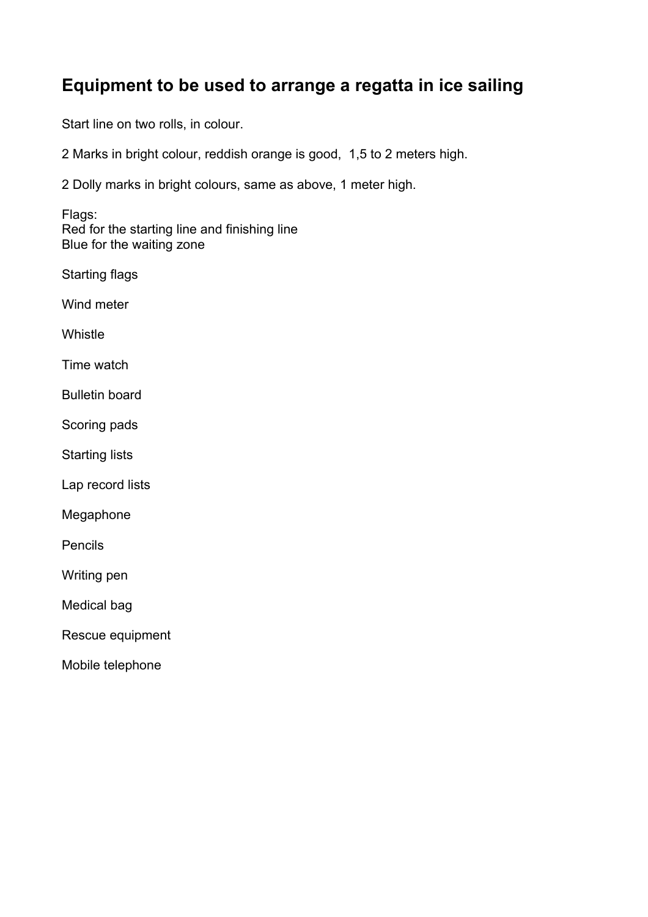## Equipment to be used to arrange a regatta in ice sailing

Start line on two rolls, in colour.

2 Marks in bright colour, reddish orange is good,  1,5 to 2 meters high.

2 Dolly marks in bright colours, same as above, 1 meter high.

Flags:
Red for the starting line and finishing line
Blue for the waiting zone

Starting flags

Wind meter

Whistle

Time watch

Bulletin board

Scoring pads

Starting lists

Lap record lists

Megaphone

Pencils

Writing pen

Medical bag

Rescue equipment

Mobile telephone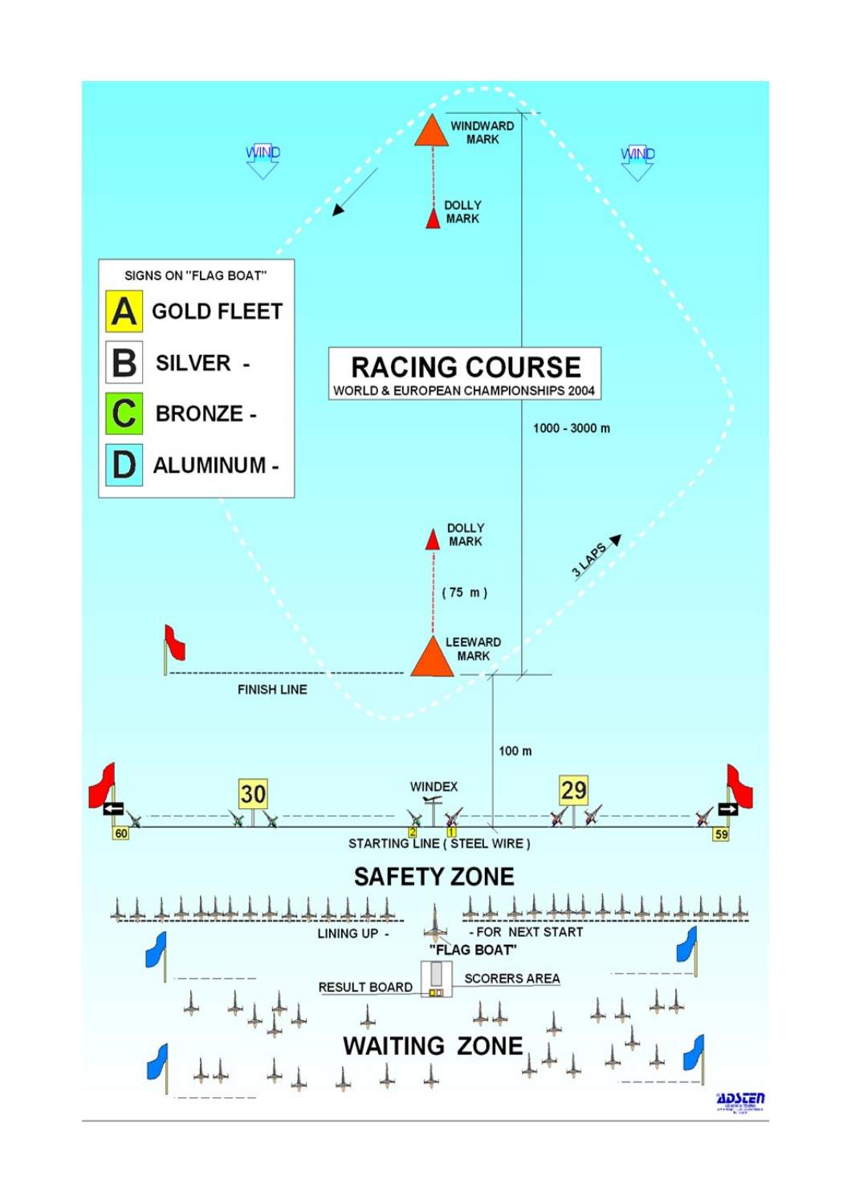# RACING COURSE

WORLD & EUROPEAN CHAMPIONSHIPS 2004

WIND

WIND

WINDWARD MARK

DOLLY MARK

SIGNS ON "FLAG BOAT"

- A GOLD FLEET
- B SILVER -
- C BRONZE -
- D ALUMINUM -

1000 - 3000 m

DOLLY MARK

( 75 m )

LEEWARD MARK

3 LAPS

FINISH LINE

100 m

WINDEX

30

29

60

2

1

59

STARTING LINE ( STEEL WIRE )

## SAFETY ZONE

LINING UP - - FOR NEXT START

"FLAG BOAT"

RESULT BOARD

SCORERS AREA

## WAITING ZONE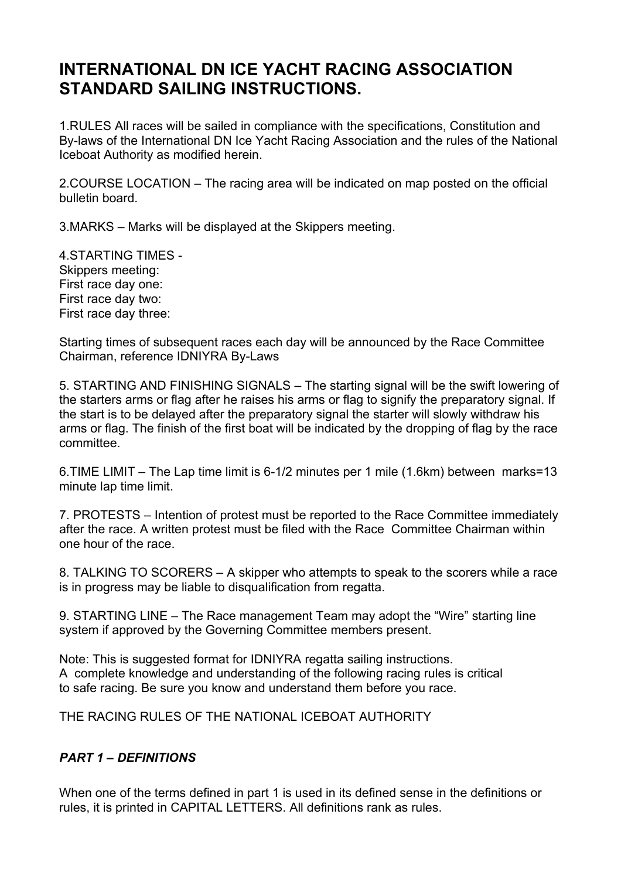# INTERNATIONAL DN ICE YACHT RACING ASSOCIATION STANDARD SAILING INSTRUCTIONS.

1.RULES All races will be sailed in compliance with the specifications, Constitution and By-laws of the International DN Ice Yacht Racing Association and the rules of the National Iceboat Authority as modified herein.

2.COURSE LOCATION – The racing area will be indicated on map posted on the official bulletin board.

3.MARKS – Marks will be displayed at the Skippers meeting.

4.STARTING TIMES -
Skippers meeting:
First race day one:
First race day two:
First race day three:

Starting times of subsequent races each day will be announced by the Race Committee Chairman, reference IDNIYRA By-Laws

5. STARTING AND FINISHING SIGNALS – The starting signal will be the swift lowering of the starters arms or flag after he raises his arms or flag to signify the preparatory signal. If the start is to be delayed after the preparatory signal the starter will slowly withdraw his arms or flag. The finish of the first boat will be indicated by the dropping of flag by the race committee.

6.TIME LIMIT – The Lap time limit is 6-1/2 minutes per 1 mile (1.6km) between marks=13 minute lap time limit.

7. PROTESTS – Intention of protest must be reported to the Race Committee immediately after the race. A written protest must be filed with the Race Committee Chairman within one hour of the race.

8. TALKING TO SCORERS – A skipper who attempts to speak to the scorers while a race is in progress may be liable to disqualification from regatta.

9. STARTING LINE – The Race management Team may adopt the "Wire" starting line system if approved by the Governing Committee members present.

Note: This is suggested format for IDNIYRA regatta sailing instructions.
A complete knowledge and understanding of the following racing rules is critical to safe racing. Be sure you know and understand them before you race.

THE RACING RULES OF THE NATIONAL ICEBOAT AUTHORITY

## *PART 1 – DEFINITIONS*

When one of the terms defined in part 1 is used in its defined sense in the definitions or rules, it is printed in CAPITAL LETTERS. All definitions rank as rules.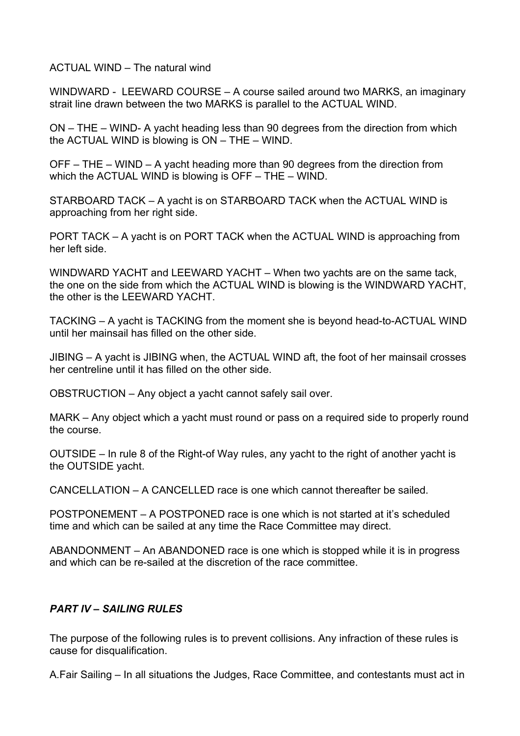ACTUAL WIND – The natural wind

WINDWARD - LEEWARD COURSE – A course sailed around two MARKS, an imaginary strait line drawn between the two MARKS is parallel to the ACTUAL WIND.

ON – THE – WIND- A yacht heading less than 90 degrees from the direction from which the ACTUAL WIND is blowing is ON – THE – WIND.

OFF – THE – WIND – A yacht heading more than 90 degrees from the direction from which the ACTUAL WIND is blowing is OFF – THE – WIND.

STARBOARD TACK – A yacht is on STARBOARD TACK when the ACTUAL WIND is approaching from her right side.

PORT TACK – A yacht is on PORT TACK when the ACTUAL WIND is approaching from her left side.

WINDWARD YACHT and LEEWARD YACHT – When two yachts are on the same tack, the one on the side from which the ACTUAL WIND is blowing is the WINDWARD YACHT, the other is the LEEWARD YACHT.

TACKING – A yacht is TACKING from the moment she is beyond head-to-ACTUAL WIND until her mainsail has filled on the other side.

JIBING – A yacht is JIBING when, the ACTUAL WIND aft, the foot of her mainsail crosses her centreline until it has filled on the other side.

OBSTRUCTION – Any object a yacht cannot safely sail over.

MARK – Any object which a yacht must round or pass on a required side to properly round the course.

OUTSIDE – In rule 8 of the Right-of Way rules, any yacht to the right of another yacht is the OUTSIDE yacht.

CANCELLATION – A CANCELLED race is one which cannot thereafter be sailed.

POSTPONEMENT – A POSTPONED race is one which is not started at it's scheduled time and which can be sailed at any time the Race Committee may direct.

ABANDONMENT – An ABANDONED race is one which is stopped while it is in progress and which can be re-sailed at the discretion of the race committee.

## *PART IV – SAILING RULES*

The purpose of the following rules is to prevent collisions. Any infraction of these rules is cause for disqualification.

A. Fair Sailing – In all situations the Judges, Race Committee, and contestants must act in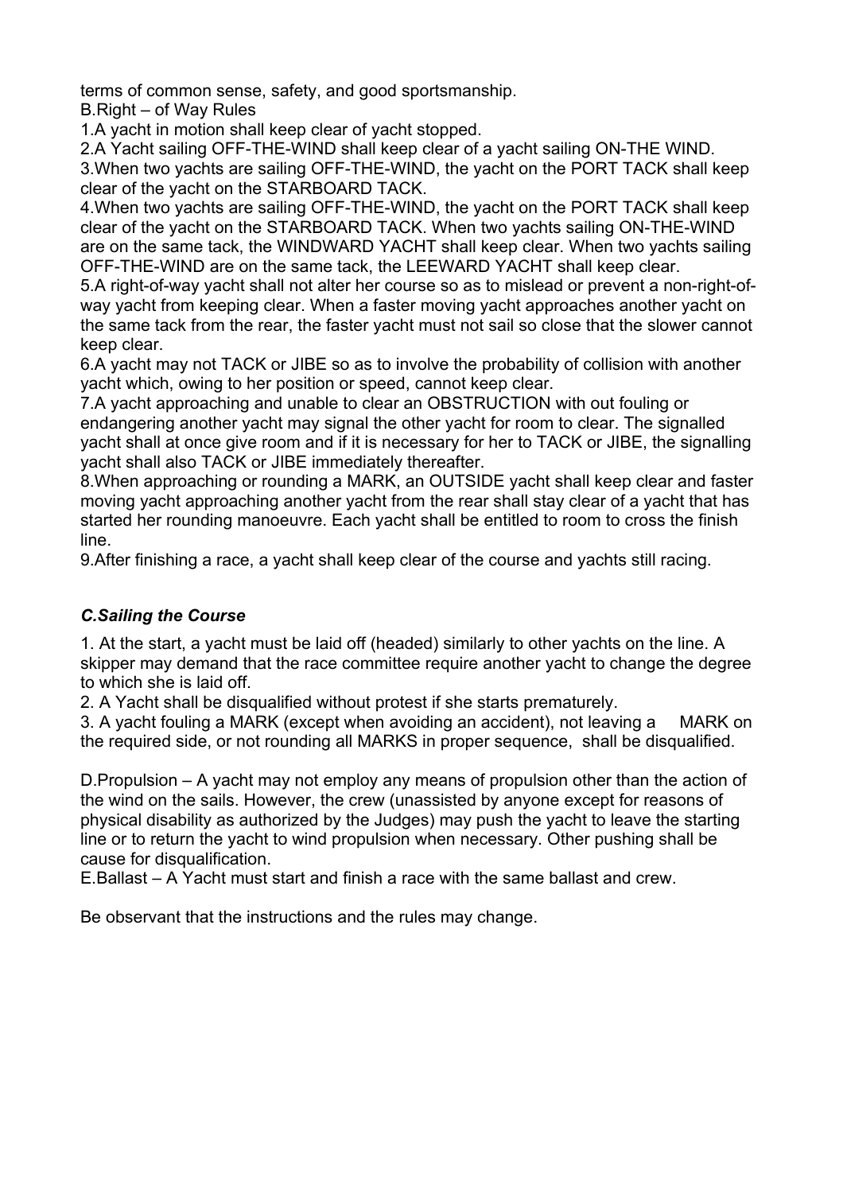terms of common sense, safety, and good sportsmanship.

B.Right – of Way Rules

1.A yacht in motion shall keep clear of yacht stopped.

2.A Yacht sailing OFF-THE-WIND shall keep clear of a yacht sailing ON-THE WIND.

3.When two yachts are sailing OFF-THE-WIND, the yacht on the PORT TACK shall keep clear of the yacht on the STARBOARD TACK.

4.When two yachts are sailing OFF-THE-WIND, the yacht on the PORT TACK shall keep clear of the yacht on the STARBOARD TACK. When two yachts sailing ON-THE-WIND are on the same tack, the WINDWARD YACHT shall keep clear. When two yachts sailing OFF-THE-WIND are on the same tack, the LEEWARD YACHT shall keep clear.

5.A right-of-way yacht shall not alter her course so as to mislead or prevent a non-right-of-way yacht from keeping clear. When a faster moving yacht approaches another yacht on the same tack from the rear, the faster yacht must not sail so close that the slower cannot keep clear.

6.A yacht may not TACK or JIBE so as to involve the probability of collision with another yacht which, owing to her position or speed, cannot keep clear.

7.A yacht approaching and unable to clear an OBSTRUCTION with out fouling or endangering another yacht may signal the other yacht for room to clear. The signalled yacht shall at once give room and if it is necessary for her to TACK or JIBE, the signalling yacht shall also TACK or JIBE immediately thereafter.

8.When approaching or rounding a MARK, an OUTSIDE yacht shall keep clear and faster moving yacht approaching another yacht from the rear shall stay clear of a yacht that has started her rounding manoeuvre. Each yacht shall be entitled to room to cross the finish line.

9.After finishing a race, a yacht shall keep clear of the course and yachts still racing.

### *C.Sailing the Course*

1. At the start, a yacht must be laid off (headed) similarly to other yachts on the line. A skipper may demand that the race committee require another yacht to change the degree to which she is laid off.

2. A Yacht shall be disqualified without protest if she starts prematurely.

3. A yacht fouling a MARK (except when avoiding an accident), not leaving a MARK on the required side, or not rounding all MARKS in proper sequence, shall be disqualified.

D.Propulsion – A yacht may not employ any means of propulsion other than the action of the wind on the sails. However, the crew (unassisted by anyone except for reasons of physical disability as authorized by the Judges) may push the yacht to leave the starting line or to return the yacht to wind propulsion when necessary. Other pushing shall be cause for disqualification.

E.Ballast – A Yacht must start and finish a race with the same ballast and crew.

Be observant that the instructions and the rules may change.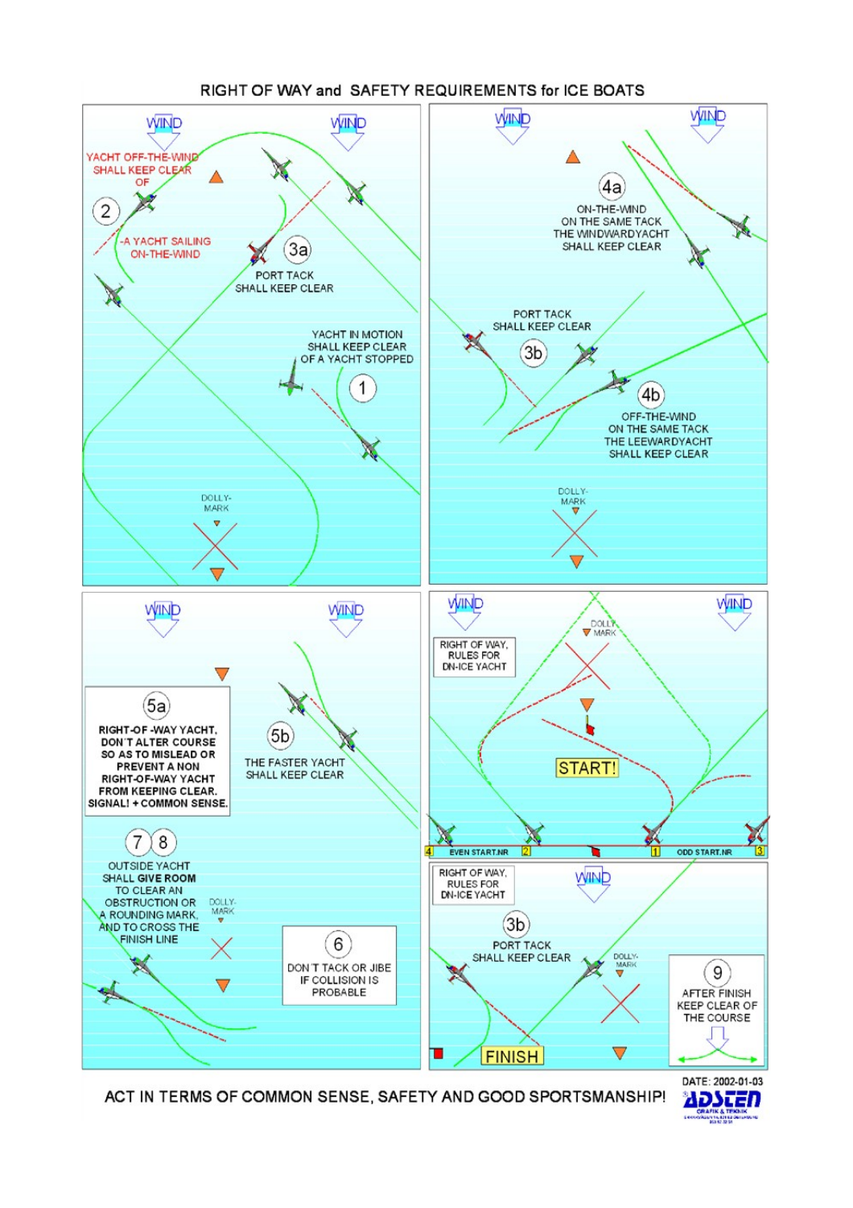# RIGHT OF WAY and SAFETY REQUIREMENTS for ICE BOATS

WIND

YACHT OFF-THE-WIND SHALL KEEP CLEAR OF

2

-A YACHT SAILING ON-THE-WIND

3a

PORT TACK SHALL KEEP CLEAR

YACHT IN MOTION SHALL KEEP CLEAR OF A YACHT STOPPED

1

DOLLY-MARK

4a

ON-THE-WIND ON THE SAME TACK THE WINDWARDYACHT SHALL KEEP CLEAR

PORT TACK SHALL KEEP CLEAR

3b

4b

OFF-THE-WIND ON THE SAME TACK THE LEEWARDYACHT SHALL KEEP CLEAR

5a

**RIGHT-OF -WAY YACHT, DON´T ALTER COURSE SO AS TO MISLEAD OR PREVENT A NON RIGHT-OF-WAY YACHT FROM KEEPING CLEAR. SIGNAL! + COMMON SENSE.**

5b

THE FASTER YACHT SHALL KEEP CLEAR

7 8

OUTSIDE YACHT SHALL GIVE ROOM TO CLEAR AN OBSTRUCTION OR A ROUNDING MARK, AND TO CROSS THE FINISH LINE

6

DON´T TACK OR JIBE IF COLLISION IS PROBABLE

RIGHT OF WAY, RULES FOR DN-ICE YACHT

START!

4 EVEN START.NR 2 — 1 ODD START.NR 3

RIGHT OF WAY, RULES FOR DN-ICE YACHT

3b

PORT TACK SHALL KEEP CLEAR

FINISH

9

AFTER FINISH KEEP CLEAR OF THE COURSE

ACT IN TERMS OF COMMON SENSE, SAFETY AND GOOD SPORTSMANSHIP!

DATE: 2002-01-03

ADSTEN GRAFIK & TEKNIK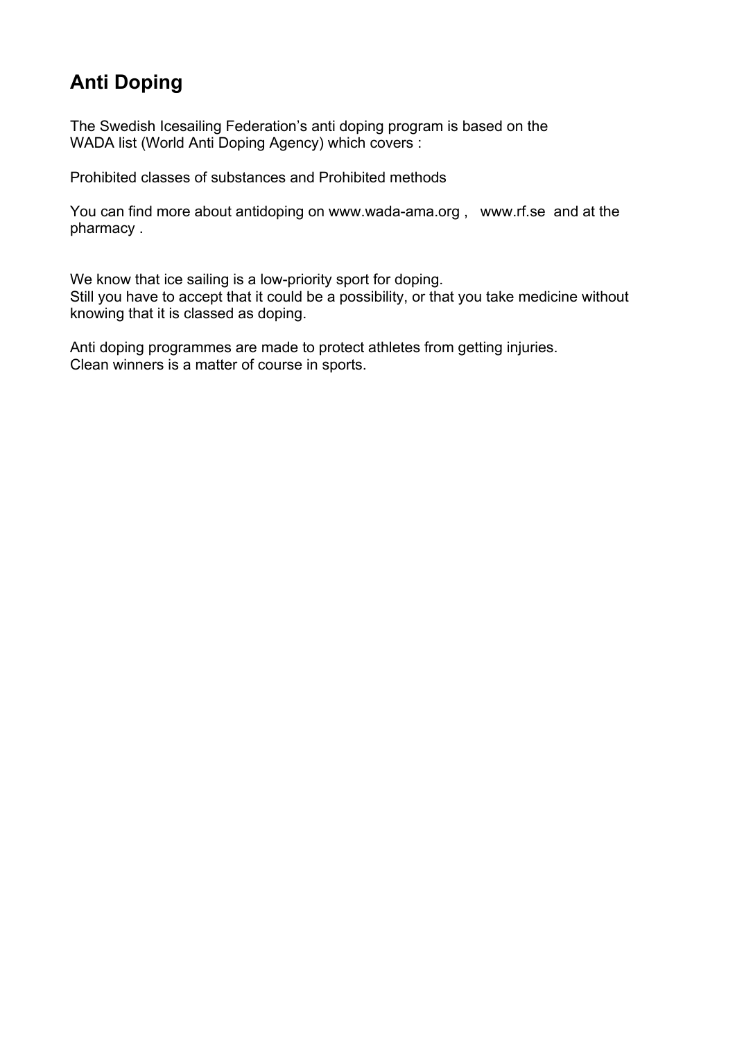## Anti Doping

The Swedish Icesailing Federation's anti doping program is based on the WADA list (World Anti Doping Agency) which covers :

Prohibited classes of substances and Prohibited methods

You can find more about antidoping on www.wada-ama.org , www.rf.se and at the pharmacy .

We know that ice sailing is a low-priority sport for doping.
Still you have to accept that it could be a possibility, or that you take medicine without knowing that it is classed as doping.

Anti doping programmes are made to protect athletes from getting injuries.
Clean winners is a matter of course in sports.